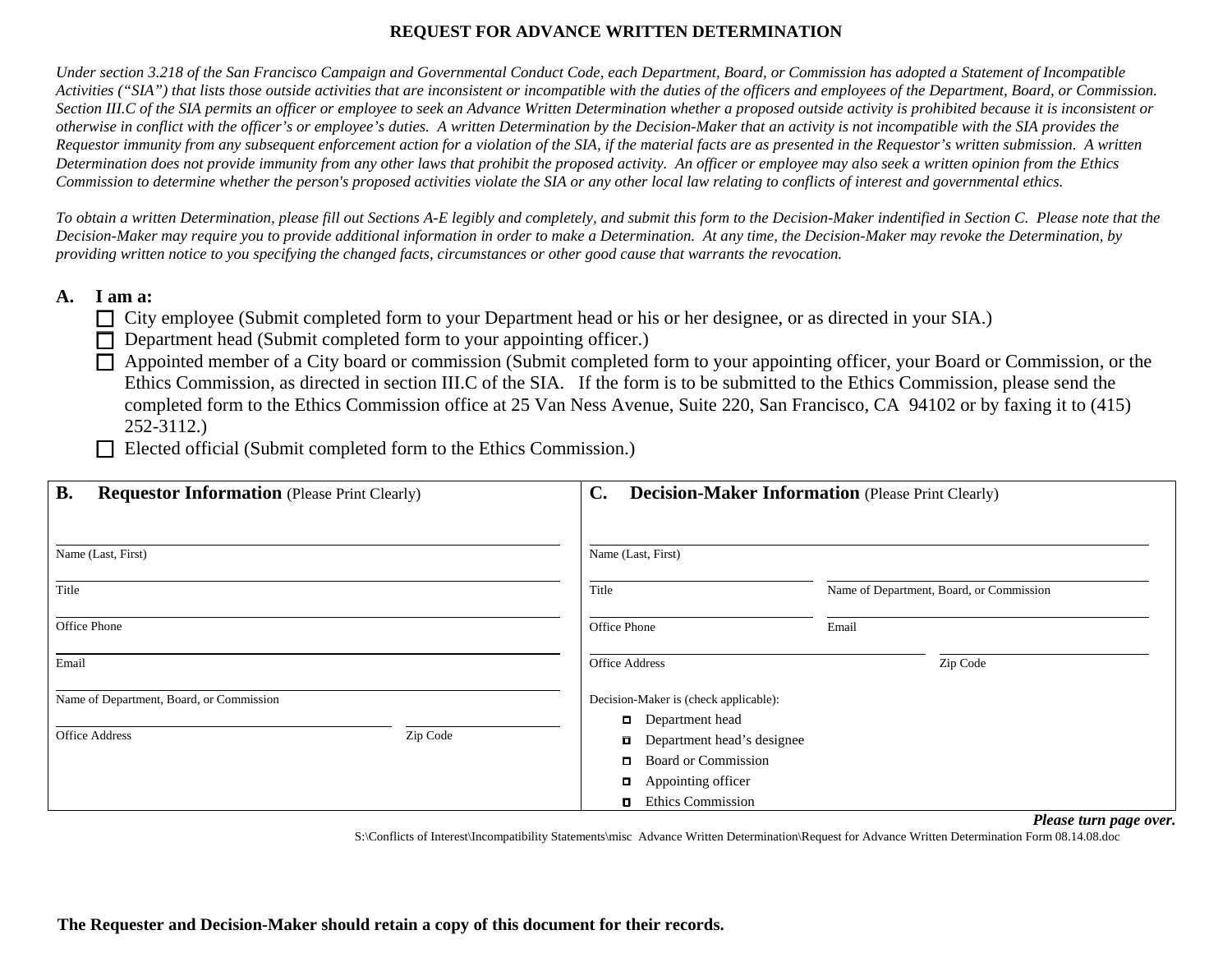# REQUEST FOR ADVANCE WRITTEN DETERMINATION

*Under section 3.218 of the San Francisco Campaign and Governmental Conduct Code, each Department, Board, or Commission has adopted a Statement of Incompatible Activities ("SIA") that lists those outside activities that are inconsistent or incompatible with the duties of the officers and employees of the Department, Board, or Commission. Section III.C of the SIA permits an officer or employee to seek an Advance Written Determination whether a proposed outside activity is prohibited because it is inconsistent or otherwise in conflict with the officer's or employee's duties. A written Determination by the Decision-Maker that an activity is not incompatible with the SIA provides the Requestor immunity from any subsequent enforcement action for a violation of the SIA, if the material facts are as presented in the Requestor's written submission. A written Determination does not provide immunity from any other laws that prohibit the proposed activity. An officer or employee may also seek a written opinion from the Ethics Commission to determine whether the person's proposed activities violate the SIA or any other local law relating to conflicts of interest and governmental ethics.*

*To obtain a written Determination, please fill out Sections A-E legibly and completely, and submit this form to the Decision-Maker indentified in Section C. Please note that the Decision-Maker may require you to provide additional information in order to make a Determination. At any time, the Decision-Maker may revoke the Determination, by providing written notice to you specifying the changed facts, circumstances or other good cause that warrants the revocation.*

## A. I am a:

- ☐ City employee (Submit completed form to your Department head or his or her designee, or as directed in your SIA.)
- ☐ Department head (Submit completed form to your appointing officer.)
- ☐ Appointed member of a City board or commission (Submit completed form to your appointing officer, your Board or Commission, or the Ethics Commission, as directed in section III.C of the SIA. If the form is to be submitted to the Ethics Commission, please send the completed form to the Ethics Commission office at 25 Van Ness Avenue, Suite 220, San Francisco, CA 94102 or by faxing it to (415) 252-3112.)
- ☐ Elected official (Submit completed form to the Ethics Commission.)

## B. Requestor Information (Please Print Clearly)

Name (Last, First): ______________________

Title: ______________________

Office Phone: ______________________

Email: ______________________

Name of Department, Board, or Commission: ______________________

Office Address: ______________________ Zip Code: __________

## C. Decision-Maker Information (Please Print Clearly)

Name (Last, First): ______________________

Title: ______________________ Name of Department, Board, or Commission: ______________________

Office Phone: ______________________ Email: ______________________

Office Address: ______________________ Zip Code: __________

Decision-Maker is (check applicable):

- ☐ Department head
- ☐ Department head's designee
- ☐ Board or Commission
- ☐ Appointing officer
- ☐ Ethics Commission

***Please turn page over.***

S:\Conflicts of Interest\Incompatibility Statements\misc Advance Written Determination\Request for Advance Written Determination Form 08.14.08.doc

**The Requester and Decision-Maker should retain a copy of this document for their records.**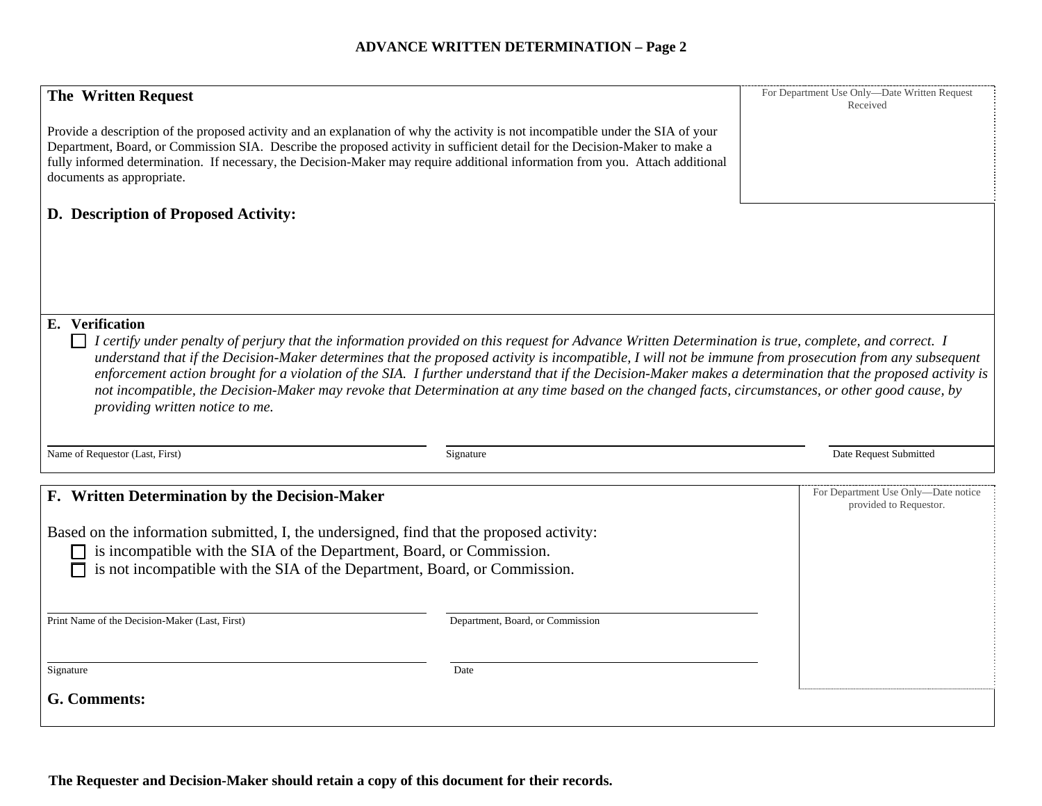**ADVANCE WRITTEN DETERMINATION – Page 2**

## The Written Request

For Department Use Only—Date Written Request Received

Provide a description of the proposed activity and an explanation of why the activity is not incompatible under the SIA of your Department, Board, or Commission SIA. Describe the proposed activity in sufficient detail for the Decision-Maker to make a fully informed determination. If necessary, the Decision-Maker may require additional information from you. Attach additional documents as appropriate.

## D. Description of Proposed Activity:

## E. Verification

☐ *I certify under penalty of perjury that the information provided on this request for Advance Written Determination is true, complete, and correct. I understand that if the Decision-Maker determines that the proposed activity is incompatible, I will not be immune from prosecution from any subsequent enforcement action brought for a violation of the SIA. I further understand that if the Decision-Maker makes a determination that the proposed activity is not incompatible, the Decision-Maker may revoke that Determination at any time based on the changed facts, circumstances, or other good cause, by providing written notice to me.*

Name of Requestor (Last, First) ____________________ Signature ____________________ Date Request Submitted ____________________

## F. Written Determination by the Decision-Maker

For Department Use Only—Date notice provided to Requestor.

Based on the information submitted, I, the undersigned, find that the proposed activity:

☐ is incompatible with the SIA of the Department, Board, or Commission.

☐ is not incompatible with the SIA of the Department, Board, or Commission.

Print Name of the Decision-Maker (Last, First) ____________________ Department, Board, or Commission ____________________

Signature ____________________ Date ____________________

## G. Comments:

**The Requester and Decision-Maker should retain a copy of this document for their records.**